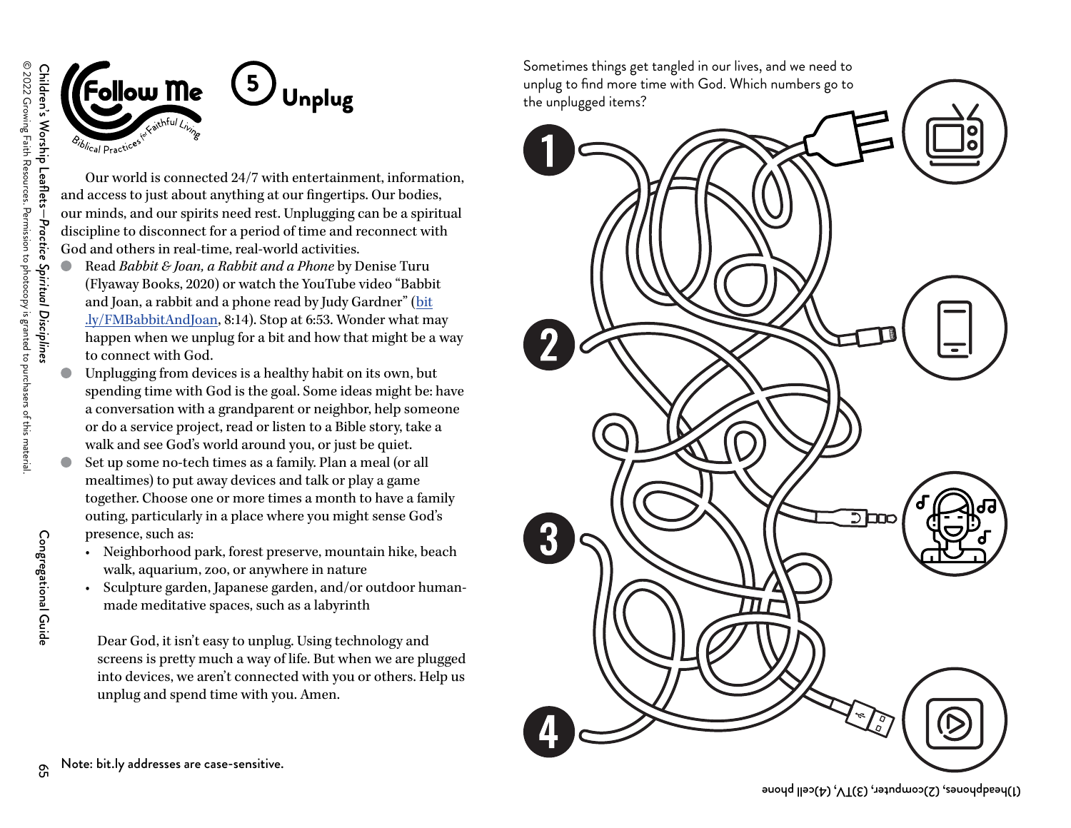# Follow Me

*Biblical Practices for Faithful Living*

## 5 Unplug

Our world is connected 24/7 with entertainment, information, and access to just about anything at our fingertips. Our bodies, our minds, and our spirits need rest. Unplugging can be a spiritual discipline to disconnect for a period of time and reconnect with God and others in real-time, real-world activities.

- Read *Babbit & Joan, a Rabbit and a Phone* by Denise Turu (Flyaway Books, 2020) or watch the YouTube video "Babbit and Joan, a rabbit and a phone read by Judy Gardner" (bit.ly/FMBabbitAndJoan, 8:14). Stop at 6:53. Wonder what may happen when we unplug for a bit and how that might be a way to connect with God.
- Unplugging from devices is a healthy habit on its own, but spending time with God is the goal. Some ideas might be: have a conversation with a grandparent or neighbor, help someone or do a service project, read or listen to a Bible story, take a walk and see God's world around you, or just be quiet.
- Set up some no-tech times as a family. Plan a meal (or all mealtimes) to put away devices and talk or play a game together. Choose one or more times a month to have a family outing, particularly in a place where you might sense God's presence, such as:
  - Neighborhood park, forest preserve, mountain hike, beach walk, aquarium, zoo, or anywhere in nature
  - Sculpture garden, Japanese garden, and/or outdoor human-made meditative spaces, such as a labyrinth

Dear God, it isn't easy to unplug. Using technology and screens is pretty much a way of life. But when we are plugged into devices, we aren't connected with you or others. Help us unplug and spend time with you. Amen.

Note: bit.ly addresses are case-sensitive.

Sometimes things get tangled in our lives, and we need to unplug to find more time with God. Which numbers go to the unplugged items?

1

2

3

4

(1)headphones, (2)computer, (3)TV, (4)cell phone

Children's Worship Leaflets—*Practice Spiritual Disciplines*

© 2022 Growing Faith Resources. Permission to photocopy is granted to purchasers of this material.

Congregational Guide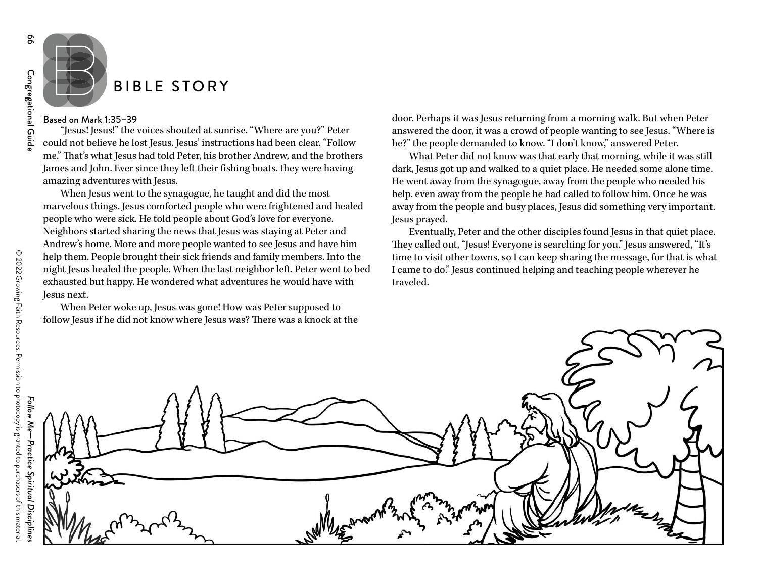# BIBLE STORY

Based on Mark 1:35–39

"Jesus! Jesus!" the voices shouted at sunrise. "Where are you?" Peter could not believe he lost Jesus. Jesus' instructions had been clear. "Follow me." That's what Jesus had told Peter, his brother Andrew, and the brothers James and John. Ever since they left their fishing boats, they were having amazing adventures with Jesus.

When Jesus went to the synagogue, he taught and did the most marvelous things. Jesus comforted people who were frightened and healed people who were sick. He told people about God's love for everyone. Neighbors started sharing the news that Jesus was staying at Peter and Andrew's home. More and more people wanted to see Jesus and have him help them. People brought their sick friends and family members. Into the night Jesus healed the people. When the last neighbor left, Peter went to bed exhausted but happy. He wondered what adventures he would have with Jesus next.

When Peter woke up, Jesus was gone! How was Peter supposed to follow Jesus if he did not know where Jesus was? There was a knock at the door. Perhaps it was Jesus returning from a morning walk. But when Peter answered the door, it was a crowd of people wanting to see Jesus. "Where is he?" the people demanded to know. "I don't know," answered Peter.

What Peter did not know was that early that morning, while it was still dark, Jesus got up and walked to a quiet place. He needed some alone time. He went away from the synagogue, away from the people who needed his help, even away from the people he had called to follow him. Once he was away from the people and busy places, Jesus did something very important. Jesus prayed.

Eventually, Peter and the other disciples found Jesus in that quiet place. They called out, "Jesus! Everyone is searching for you." Jesus answered, "It's time to visit other towns, so I can keep sharing the message, for that is what I came to do." Jesus continued helping and teaching people wherever he traveled.

© 2022 Growing Faith Resources. Permission to photocopy is granted to purchasers of this material.